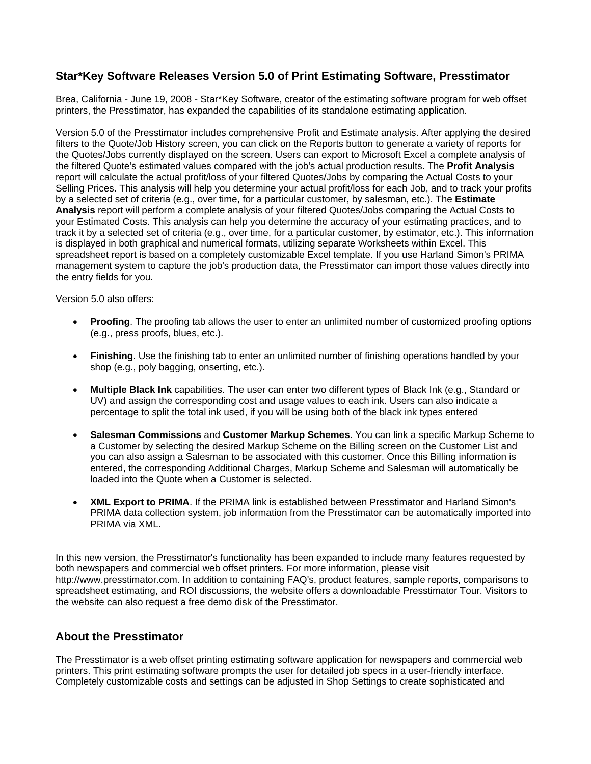## Star*Key Software Releases Version 5.0 of Print Estimating Software, Presstimator

Brea, California - June 19, 2008 - Star*Key Software, creator of the estimating software program for web offset printers, the Presstimator, has expanded the capabilities of its standalone estimating application.

Version 5.0 of the Presstimator includes comprehensive Profit and Estimate analysis. After applying the desired filters to the Quote/Job History screen, you can click on the Reports button to generate a variety of reports for the Quotes/Jobs currently displayed on the screen. Users can export to Microsoft Excel a complete analysis of the filtered Quote's estimated values compared with the job's actual production results. The **Profit Analysis** report will calculate the actual profit/loss of your filtered Quotes/Jobs by comparing the Actual Costs to your Selling Prices. This analysis will help you determine your actual profit/loss for each Job, and to track your profits by a selected set of criteria (e.g., over time, for a particular customer, by salesman, etc.). The **Estimate Analysis** report will perform a complete analysis of your filtered Quotes/Jobs comparing the Actual Costs to your Estimated Costs. This analysis can help you determine the accuracy of your estimating practices, and to track it by a selected set of criteria (e.g., over time, for a particular customer, by estimator, etc.). This information is displayed in both graphical and numerical formats, utilizing separate Worksheets within Excel. This spreadsheet report is based on a completely customizable Excel template. If you use Harland Simon's PRIMA management system to capture the job's production data, the Presstimator can import those values directly into the entry fields for you.

Version 5.0 also offers:

- **Proofing**. The proofing tab allows the user to enter an unlimited number of customized proofing options (e.g., press proofs, blues, etc.).
- **Finishing**. Use the finishing tab to enter an unlimited number of finishing operations handled by your shop (e.g., poly bagging, onserting, etc.).
- **Multiple Black Ink** capabilities. The user can enter two different types of Black Ink (e.g., Standard or UV) and assign the corresponding cost and usage values to each ink. Users can also indicate a percentage to split the total ink used, if you will be using both of the black ink types entered
- **Salesman Commissions** and **Customer Markup Schemes**. You can link a specific Markup Scheme to a Customer by selecting the desired Markup Scheme on the Billing screen on the Customer List and you can also assign a Salesman to be associated with this customer. Once this Billing information is entered, the corresponding Additional Charges, Markup Scheme and Salesman will automatically be loaded into the Quote when a Customer is selected.
- **XML Export to PRIMA**. If the PRIMA link is established between Presstimator and Harland Simon's PRIMA data collection system, job information from the Presstimator can be automatically imported into PRIMA via XML.

In this new version, the Presstimator's functionality has been expanded to include many features requested by both newspapers and commercial web offset printers. For more information, please visit http://www.presstimator.com. In addition to containing FAQ's, product features, sample reports, comparisons to spreadsheet estimating, and ROI discussions, the website offers a downloadable Presstimator Tour. Visitors to the website can also request a free demo disk of the Presstimator.

## About the Presstimator

The Presstimator is a web offset printing estimating software application for newspapers and commercial web printers. This print estimating software prompts the user for detailed job specs in a user-friendly interface. Completely customizable costs and settings can be adjusted in Shop Settings to create sophisticated and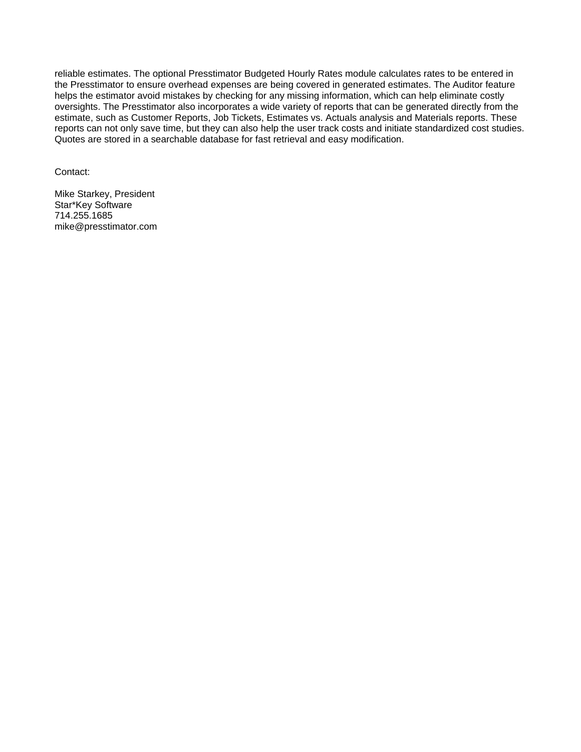reliable estimates. The optional Presstimator Budgeted Hourly Rates module calculates rates to be entered in the Presstimator to ensure overhead expenses are being covered in generated estimates. The Auditor feature helps the estimator avoid mistakes by checking for any missing information, which can help eliminate costly oversights. The Presstimator also incorporates a wide variety of reports that can be generated directly from the estimate, such as Customer Reports, Job Tickets, Estimates vs. Actuals analysis and Materials reports. These reports can not only save time, but they can also help the user track costs and initiate standardized cost studies. Quotes are stored in a searchable database for fast retrieval and easy modification.

Contact:

Mike Starkey, President
Star*Key Software
714.255.1685
mike@presstimator.com